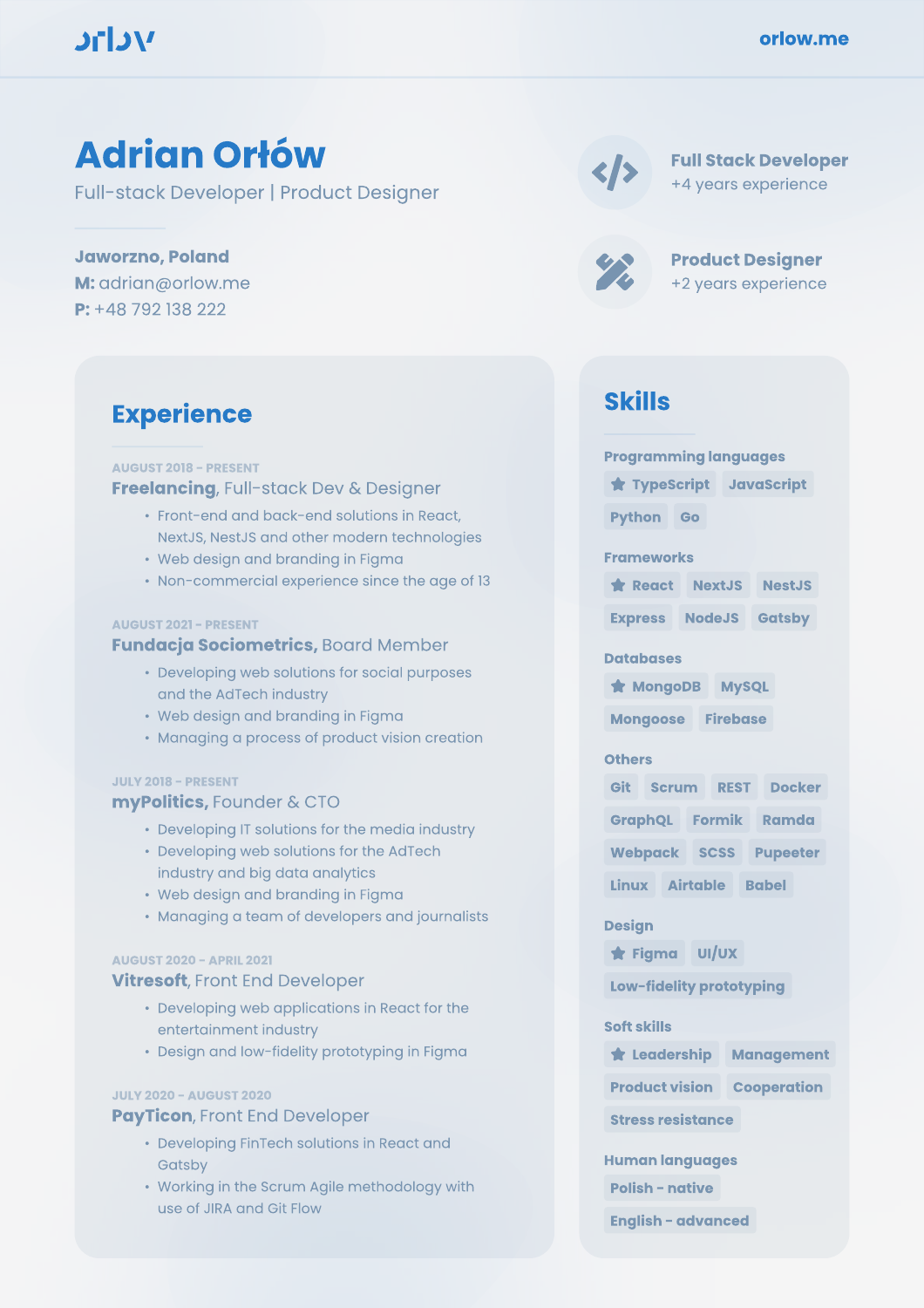orlov

orlow.me

# Adrian Orłów

Full-stack Developer | Product Designer

**Jaworzno, Poland**
**M:** adrian@orlow.me
**P:** +48 792 138 222

**Full Stack Developer**
+4 years experience

**Product Designer**
+2 years experience

## Experience

AUGUST 2018 - PRESENT
### **Freelancing**, Full-stack Dev & Designer

- Front-end and back-end solutions in React, NextJS, NestJS and other modern technologies
- Web design and branding in Figma
- Non-commercial experience since the age of 13

AUGUST 2021 - PRESENT
### **Fundacja Sociometrics,** Board Member

- Developing web solutions for social purposes and the AdTech industry
- Web design and branding in Figma
- Managing a process of product vision creation

JULY 2018 - PRESENT
### **myPolitics,** Founder & CTO

- Developing IT solutions for the media industry
- Developing web solutions for the AdTech industry and big data analytics
- Web design and branding in Figma
- Managing a team of developers and journalists

AUGUST 2020 - APRIL 2021
### **Vitresoft**, Front End Developer

- Developing web applications in React for the entertainment industry
- Design and low-fidelity prototyping in Figma

JULY 2020 - AUGUST 2020
### **PayTicon**, Front End Developer

- Developing FinTech solutions in React and Gatsby
- Working in the Scrum Agile methodology with use of JIRA and Git Flow

## Skills

**Programming languages**
★ TypeScript, JavaScript, Python, Go

**Frameworks**
★ React, NextJS, NestJS, Express, NodeJS, Gatsby

**Databases**
★ MongoDB, MySQL, Mongoose, Firebase

**Others**
Git, Scrum, REST, Docker, GraphQL, Formik, Ramda, Webpack, SCSS, Pupeeter, Linux, Airtable, Babel

**Design**
★ Figma, UI/UX, Low-fidelity prototyping

**Soft skills**
★ Leadership, Management, Product vision, Cooperation, Stress resistance

**Human languages**
Polish - native, English - advanced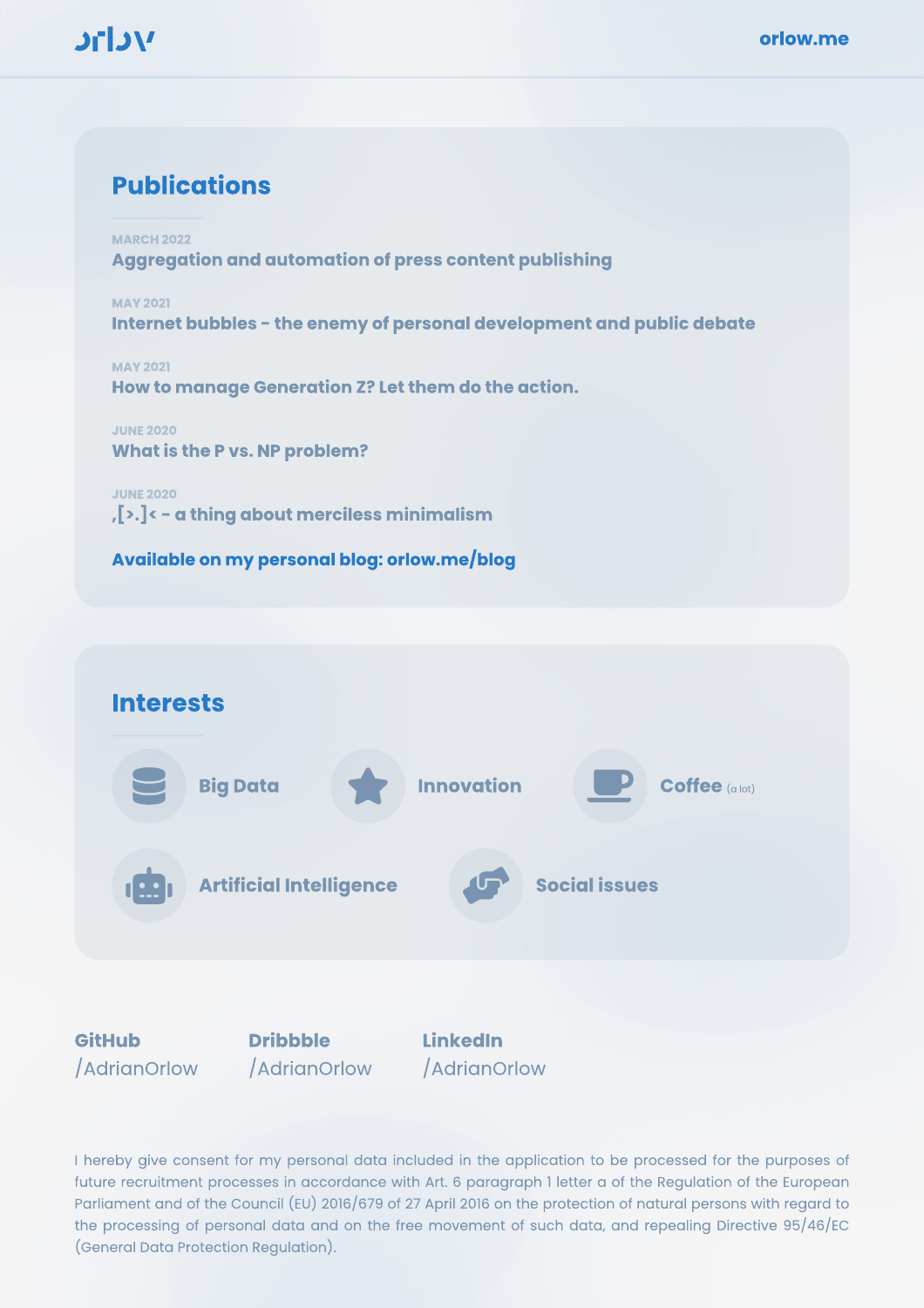## Publications

MARCH 2022
**Aggregation and automation of press content publishing**

MAY 2021
**Internet bubbles - the enemy of personal development and public debate**

MAY 2021
**How to manage Generation Z? Let them do the action.**

JUNE 2020
**What is the P vs. NP problem?**

JUNE 2020
**,[>.]< - a thing about merciless minimalism**

**Available on my personal blog: orlow.me/blog**

## Interests

- **Big Data**
- **Innovation**
- **Coffee** (a lot)
- **Artificial Intelligence**
- **Social issues**

**GitHub**
/AdrianOrlow

**Dribbble**
/AdrianOrlow

**LinkedIn**
/AdrianOrlow

I hereby give consent for my personal data included in the application to be processed for the purposes of future recruitment processes in accordance with Art. 6 paragraph 1 letter a of the Regulation of the European Parliament and of the Council (EU) 2016/679 of 27 April 2016 on the protection of natural persons with regard to the processing of personal data and on the free movement of such data, and repealing Directive 95/46/EC (General Data Protection Regulation).